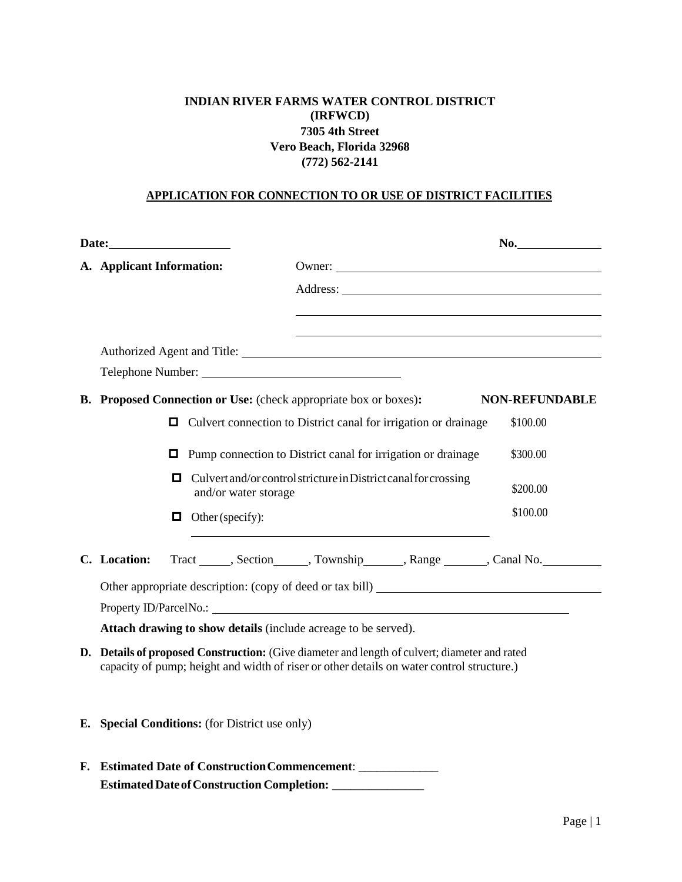**INDIAN RIVER FARMS WATER CONTROL DISTRICT**
**(IRFWCD)**
**7305 4th Street**
**Vero Beach, Florida 32968**
**(772) 562-2141**

**APPLICATION FOR CONNECTION TO OR USE OF DISTRICT FACILITIES**

**Date:** ____________________ **No.** ______________

**A. Applicant Information:**

Owner: ____________________________________________

Address: __________________________________________

___________________________________________________

___________________________________________________

Authorized Agent and Title: ______________________________________________________

Telephone Number: ________________________________

**B. Proposed Connection or Use:** (check appropriate box or boxes)**:** **NON-REFUNDABLE**

| | | |
|---|---|---|
| ☐ | Culvert connection to District canal for irrigation or drainage | $100.00 |
| ☐ | Pump connection to District canal for irrigation or drainage | $300.00 |
| ☐ | Culvert and/or control stricture in District canal for crossing and/or water storage | $200.00 |
| ☐ | Other (specify): _______________________________________________ | $100.00 |

**C. Location:** Tract _____, Section______, Township______, Range _______, Canal No.__________

Other appropriate description: (copy of deed or tax bill) ____________________________________

Property ID/Parcel No.: ____________________________________________________________

**Attach drawing to show details** (include acreage to be served).

**D. Details of proposed Construction:** (Give diameter and length of culvert; diameter and rated capacity of pump; height and width of riser or other details on water control structure.)

**E. Special Conditions:** (for District use only)

**F. Estimated Date of Construction Commencement**: _____________

**Estimated Date of Construction Completion: _______________**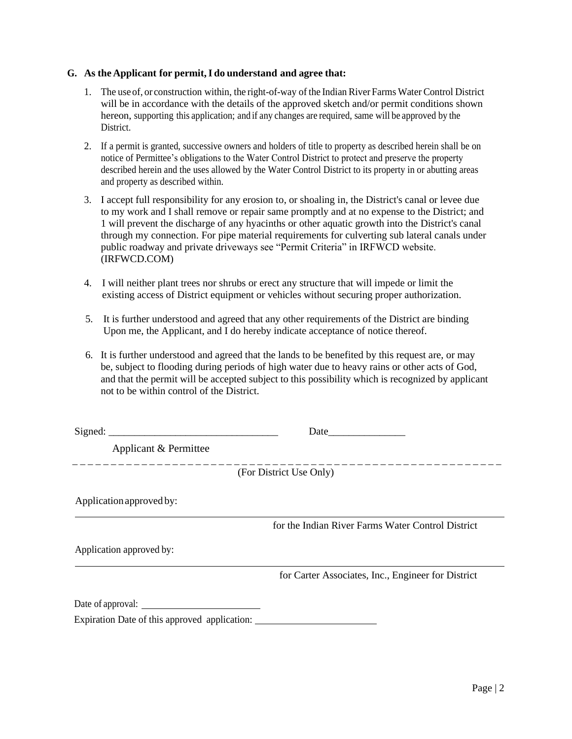**G. As the Applicant for permit, I do understand and agree that:**

1. The use of, or construction within, the right-of-way of the Indian River Farms Water Control District will be in accordance with the details of the approved sketch and/or permit conditions shown hereon, supporting this application; and if any changes are required, same will be approved by the District.

2. If a permit is granted, successive owners and holders of title to property as described herein shall be on notice of Permittee's obligations to the Water Control District to protect and preserve the property described herein and the uses allowed by the Water Control District to its property in or abutting areas and property as described within.

3. I accept full responsibility for any erosion to, or shoaling in, the District's canal or levee due to my work and I shall remove or repair same promptly and at no expense to the District; and 1 will prevent the discharge of any hyacinths or other aquatic growth into the District's canal through my connection. For pipe material requirements for culverting sub lateral canals under public roadway and private driveways see "Permit Criteria" in IRFWCD website. (IRFWCD.COM)

4. I will neither plant trees nor shrubs or erect any structure that will impede or limit the existing access of District equipment or vehicles without securing proper authorization.

5. It is further understood and agreed that any other requirements of the District are binding Upon me, the Applicant, and I do hereby indicate acceptance of notice thereof.

6. It is further understood and agreed that the lands to be benefited by this request are, or may be, subject to flooding during periods of high water due to heavy rains or other acts of God, and that the permit will be accepted subject to this possibility which is recognized by applicant not to be within control of the District.

Signed: ________________________________ Date_______________

Applicant & Permittee

---

(For District Use Only)

Application approved by:

_____________________________________________

for the Indian River Farms Water Control District

Application approved by:

_____________________________________________

for Carter Associates, Inc., Engineer for District

Date of approval: ________________________

Expiration Date of this approved application: ________________________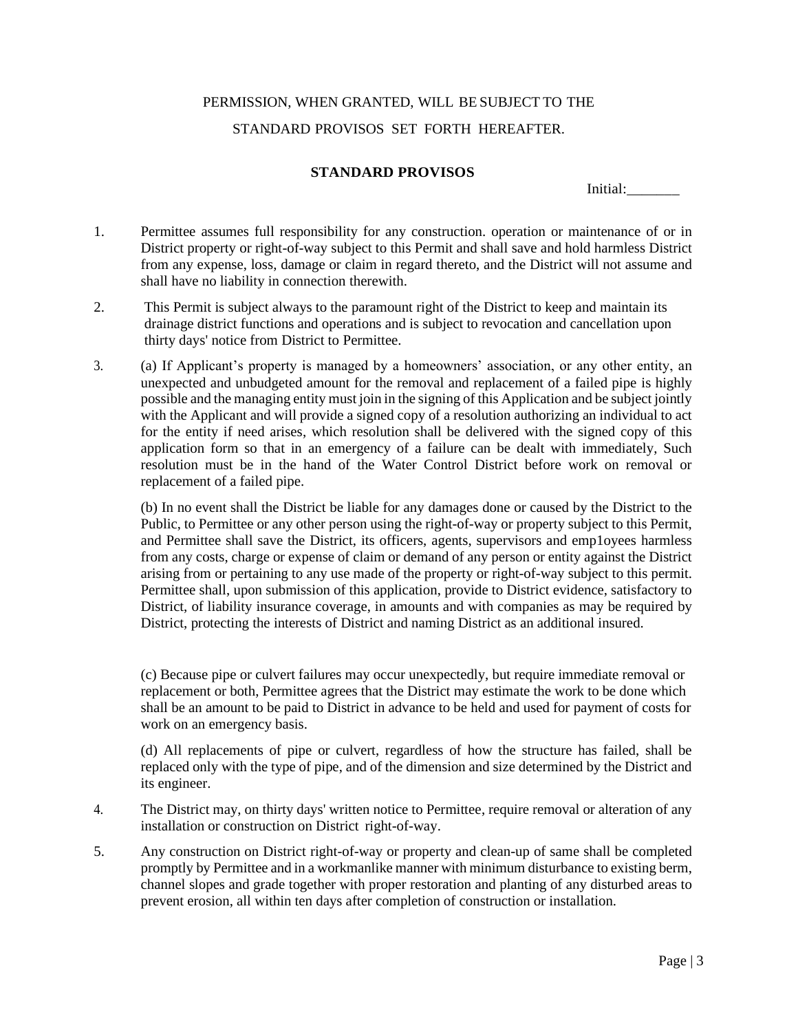PERMISSION, WHEN GRANTED, WILL BE SUBJECT TO THE

STANDARD PROVISOS SET FORTH HEREAFTER.

**STANDARD PROVISOS**

Initial:_______

1. Permittee assumes full responsibility for any construction. operation or maintenance of or in District property or right-of-way subject to this Permit and shall save and hold harmless District from any expense, loss, damage or claim in regard thereto, and the District will not assume and shall have no liability in connection therewith.

2. This Permit is subject always to the paramount right of the District to keep and maintain its drainage district functions and operations and is subject to revocation and cancellation upon thirty days' notice from District to Permittee.

3. (a) If Applicant's property is managed by a homeowners' association, or any other entity, an unexpected and unbudgeted amount for the removal and replacement of a failed pipe is highly possible and the managing entity must join in the signing of this Application and be subject jointly with the Applicant and will provide a signed copy of a resolution authorizing an individual to act for the entity if need arises, which resolution shall be delivered with the signed copy of this application form so that in an emergency of a failure can be dealt with immediately, Such resolution must be in the hand of the Water Control District before work on removal or replacement of a failed pipe.

   (b) In no event shall the District be liable for any damages done or caused by the District to the Public, to Permittee or any other person using the right-of-way or property subject to this Permit, and Permittee shall save the District, its officers, agents, supervisors and emp1oyees harmless from any costs, charge or expense of claim or demand of any person or entity against the District arising from or pertaining to any use made of the property or right-of-way subject to this permit. Permittee shall, upon submission of this application, provide to District evidence, satisfactory to District, of liability insurance coverage, in amounts and with companies as may be required by District, protecting the interests of District and naming District as an additional insured.

   (c) Because pipe or culvert failures may occur unexpectedly, but require immediate removal or replacement or both, Permittee agrees that the District may estimate the work to be done which shall be an amount to be paid to District in advance to be held and used for payment of costs for work on an emergency basis.

   (d) All replacements of pipe or culvert, regardless of how the structure has failed, shall be replaced only with the type of pipe, and of the dimension and size determined by the District and its engineer.

4. The District may, on thirty days' written notice to Permittee, require removal or alteration of any installation or construction on District right-of-way.

5. Any construction on District right-of-way or property and clean-up of same shall be completed promptly by Permittee and in a workmanlike manner with minimum disturbance to existing berm, channel slopes and grade together with proper restoration and planting of any disturbed areas to prevent erosion, all within ten days after completion of construction or installation.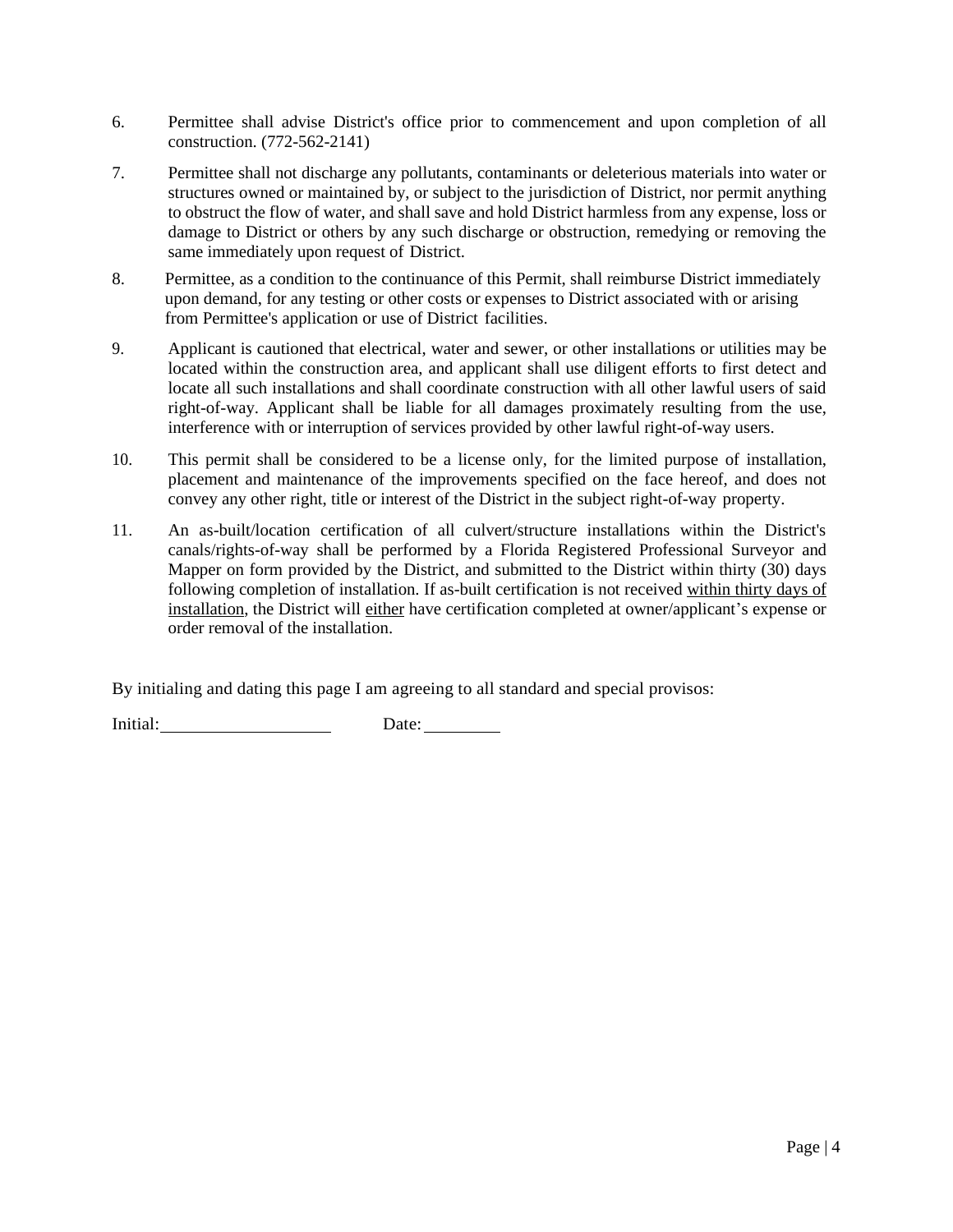6. Permittee shall advise District's office prior to commencement and upon completion of all construction. (772-562-2141)

7. Permittee shall not discharge any pollutants, contaminants or deleterious materials into water or structures owned or maintained by, or subject to the jurisdiction of District, nor permit anything to obstruct the flow of water, and shall save and hold District harmless from any expense, loss or damage to District or others by any such discharge or obstruction, remedying or removing the same immediately upon request of District.

8. Permittee, as a condition to the continuance of this Permit, shall reimburse District immediately upon demand, for any testing or other costs or expenses to District associated with or arising from Permittee's application or use of District facilities.

9. Applicant is cautioned that electrical, water and sewer, or other installations or utilities may be located within the construction area, and applicant shall use diligent efforts to first detect and locate all such installations and shall coordinate construction with all other lawful users of said right-of-way. Applicant shall be liable for all damages proximately resulting from the use, interference with or interruption of services provided by other lawful right-of-way users.

10. This permit shall be considered to be a license only, for the limited purpose of installation, placement and maintenance of the improvements specified on the face hereof, and does not convey any other right, title or interest of the District in the subject right-of-way property.

11. An as-built/location certification of all culvert/structure installations within the District's canals/rights-of-way shall be performed by a Florida Registered Professional Surveyor and Mapper on form provided by the District, and submitted to the District within thirty (30) days following completion of installation. If as-built certification is not received <u>within thirty days of installation</u>, the District will <u>either</u> have certification completed at owner/applicant's expense or order removal of the installation.

By initialing and dating this page I am agreeing to all standard and special provisos:

Initial: ____________________ Date: _________